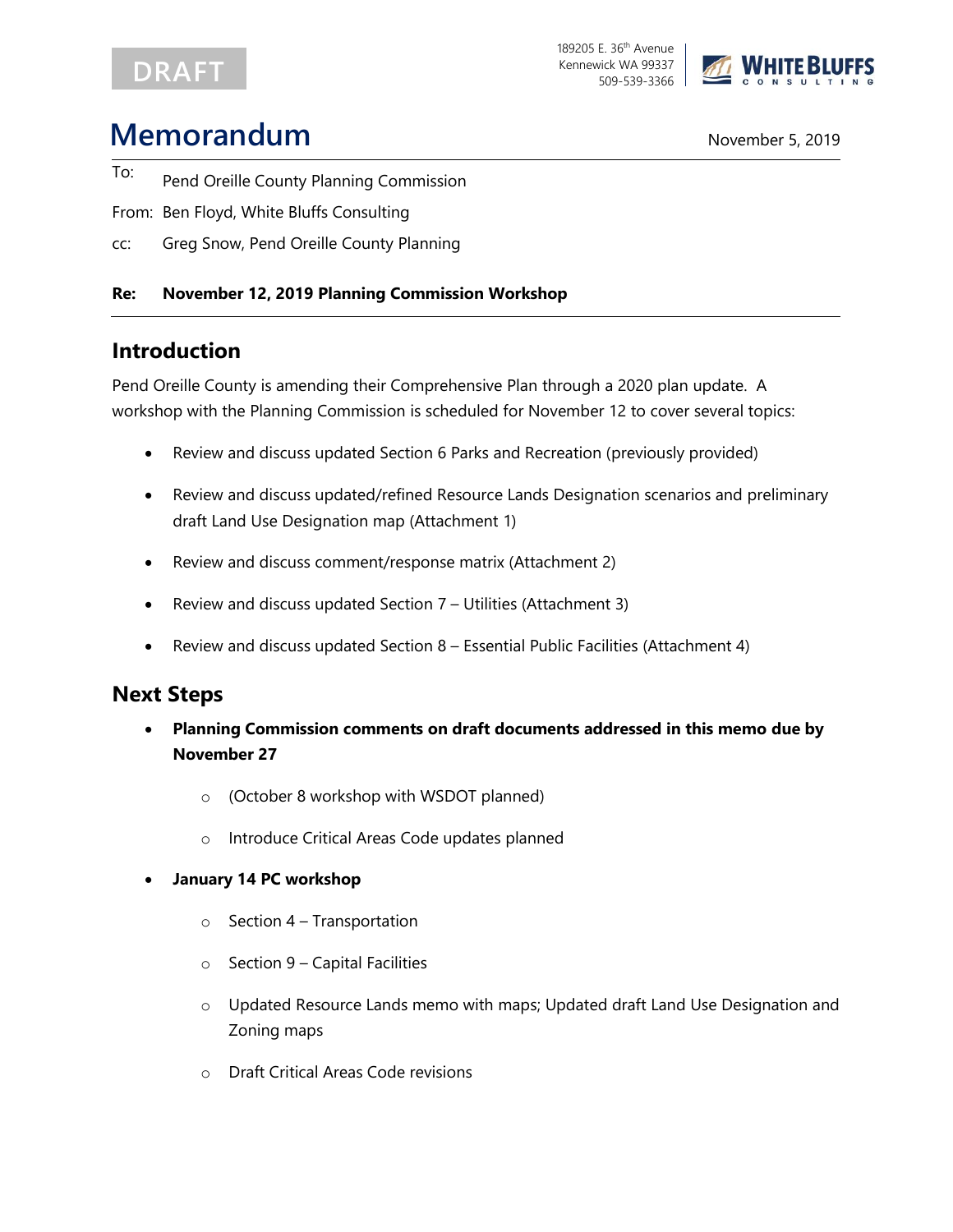DRAFT

189205 E. 36th Avenue
Kennewick WA 99337
509-539-3366

WHITE BLUFFS CONSULTING

# Memorandum

November 5, 2019

To: Pend Oreille County Planning Commission

From: Ben Floyd, White Bluffs Consulting

cc: Greg Snow, Pend Oreille County Planning

**Re: November 12, 2019 Planning Commission Workshop**

## Introduction

Pend Oreille County is amending their Comprehensive Plan through a 2020 plan update. A workshop with the Planning Commission is scheduled for November 12 to cover several topics:

- Review and discuss updated Section 6 Parks and Recreation (previously provided)
- Review and discuss updated/refined Resource Lands Designation scenarios and preliminary draft Land Use Designation map (Attachment 1)
- Review and discuss comment/response matrix (Attachment 2)
- Review and discuss updated Section 7 – Utilities (Attachment 3)
- Review and discuss updated Section 8 – Essential Public Facilities (Attachment 4)

## Next Steps

- **Planning Commission comments on draft documents addressed in this memo due by November 27**
  - (October 8 workshop with WSDOT planned)
  - Introduce Critical Areas Code updates planned
- **January 14 PC workshop**
  - Section 4 – Transportation
  - Section 9 – Capital Facilities
  - Updated Resource Lands memo with maps; Updated draft Land Use Designation and Zoning maps
  - Draft Critical Areas Code revisions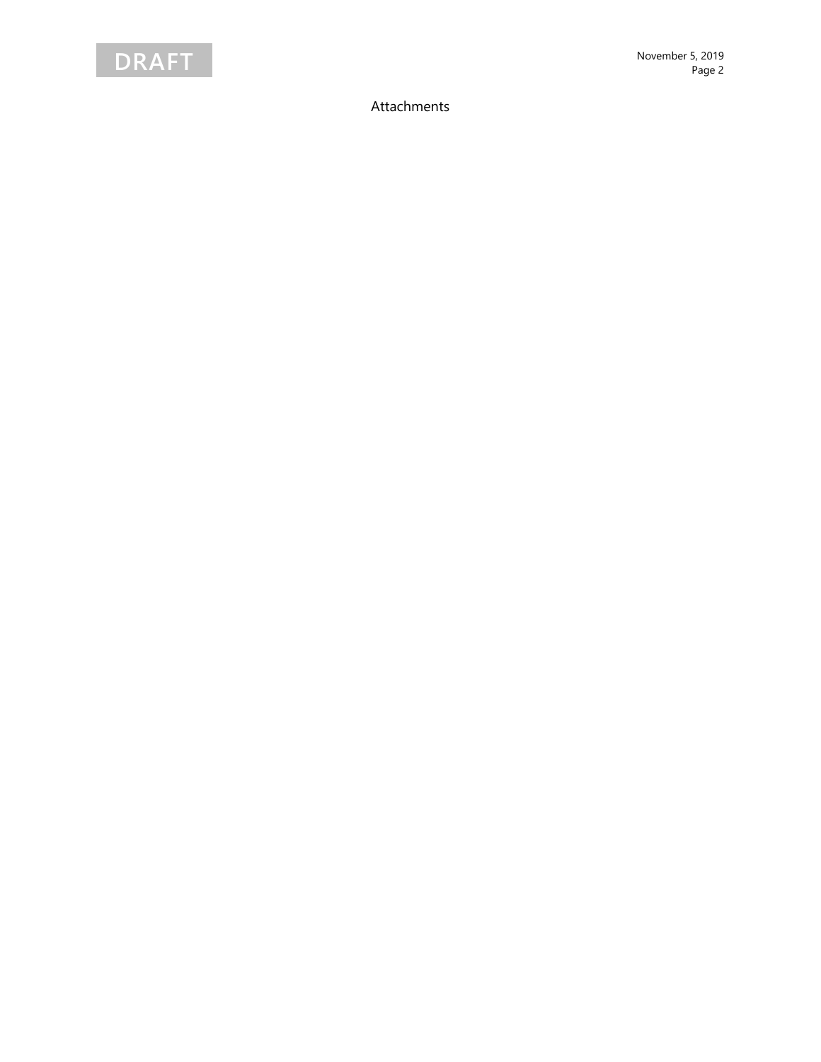DRAFT

Attachments